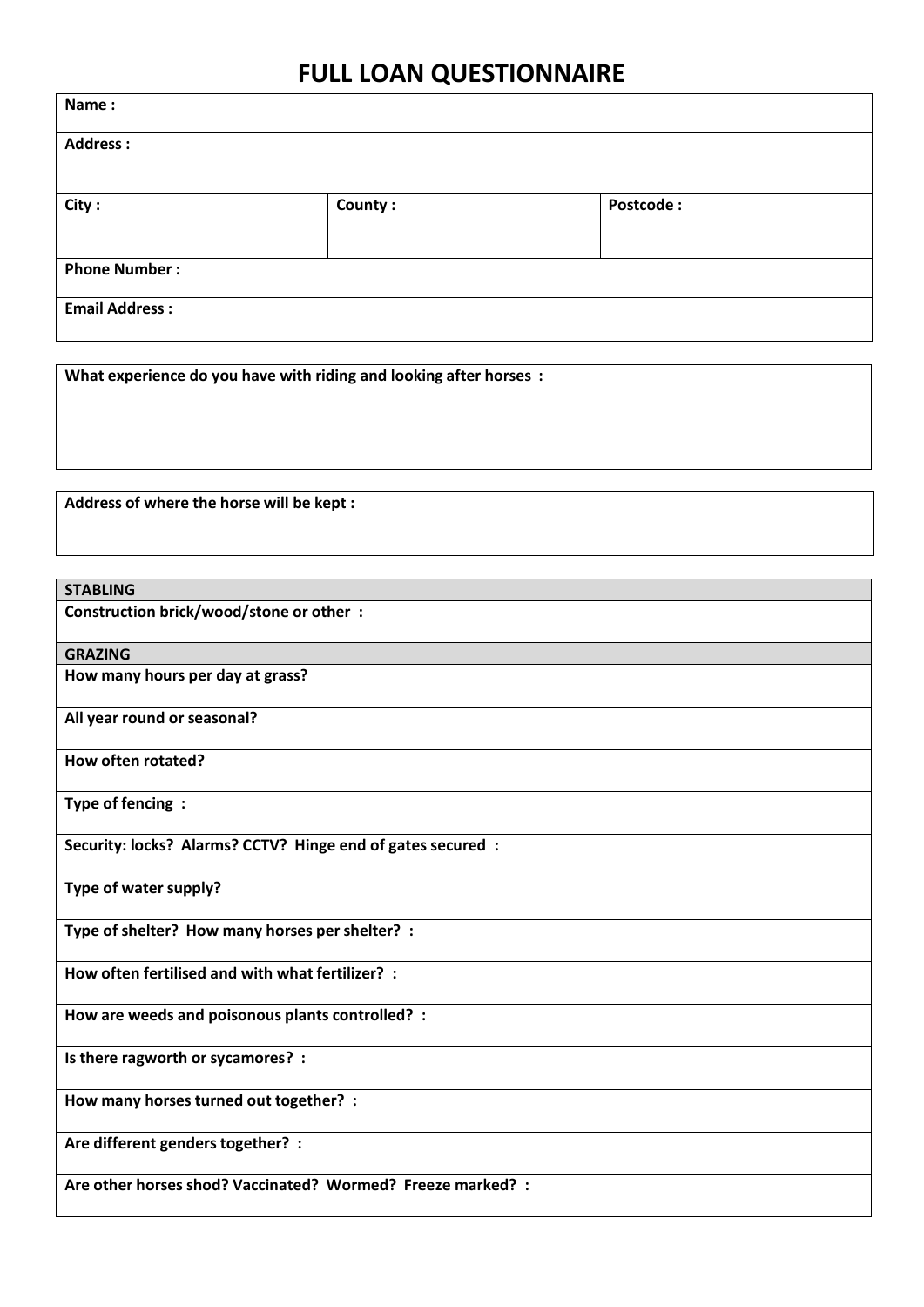# FULL LOAN QUESTIONNAIRE

| **Name :** | | |
|---|---|---|
| **Address :** | | |
| **City :** | **County :** | **Postcode :** |
| **Phone Number :** | | |
| **Email Address :** | | |

| **What experience do you have with riding and looking after horses :** |
|---|
| |

| **Address of where the horse will be kept :** |
|---|
| |

| **STABLING** |
|---|
| **Construction brick/wood/stone or other :** |
| **GRAZING** |
| **How many hours per day at grass?** |
| **All year round or seasonal?** |
| **How often rotated?** |
| **Type of fencing :** |
| **Security: locks? Alarms? CCTV? Hinge end of gates secured :** |
| **Type of water supply?** |
| **Type of shelter? How many horses per shelter? :** |
| **How often fertilised and with what fertilizer? :** |
| **How are weeds and poisonous plants controlled? :** |
| **Is there ragworth or sycamores? :** |
| **How many horses turned out together? :** |
| **Are different genders together? :** |
| **Are other horses shod? Vaccinated? Wormed? Freeze marked? :** |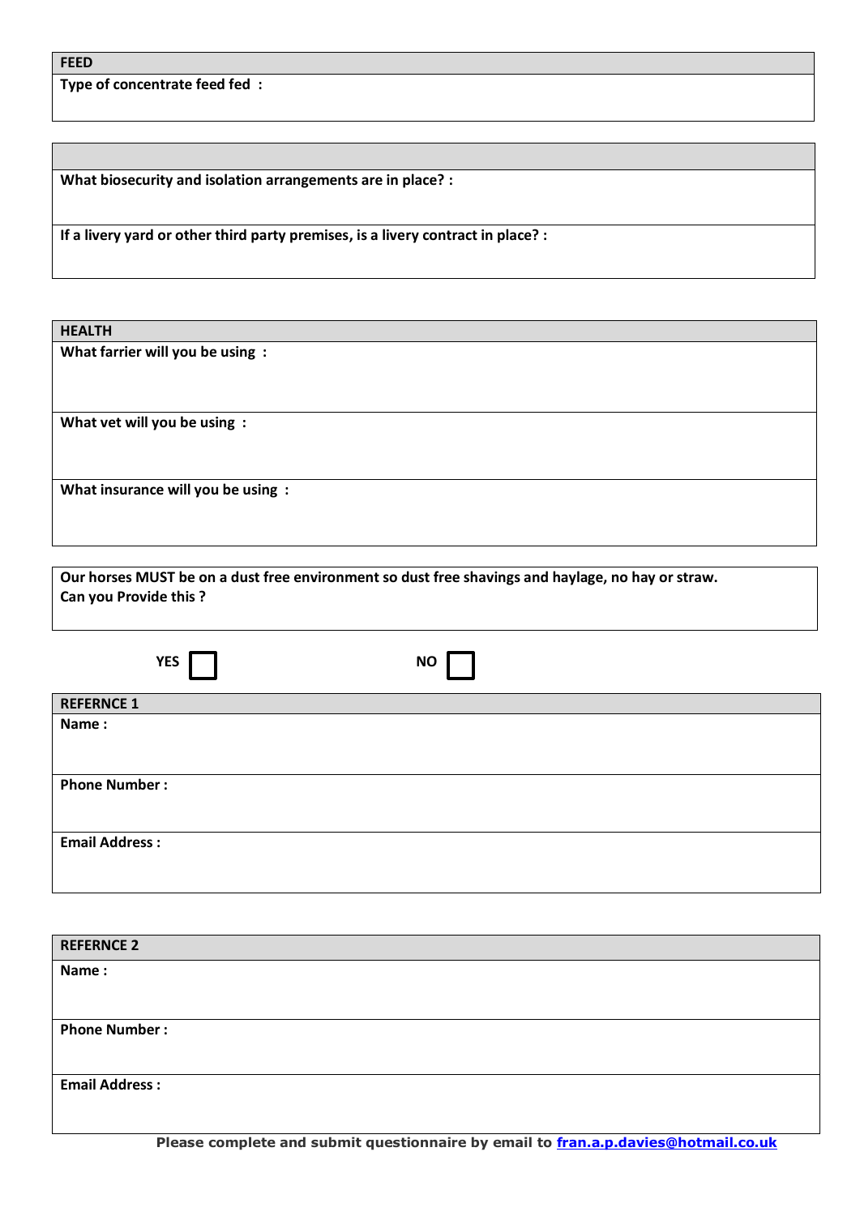| FEED |
| --- |
| **Type of concentrate feed fed :** |

| |
| --- |
| **What biosecurity and isolation arrangements are in place? :** |
| **If a livery yard or other third party premises, is a livery contract in place? :** |

| HEALTH |
| --- |
| **What farrier will you be using :** |
| **What vet will you be using :** |
| **What insurance will you be using :** |

**Our horses MUST be on a dust free environment so dust free shavings and haylage, no hay or straw.**
**Can you Provide this ?**

**YES** ☐ **NO** ☐

| REFERNCE 1 |
| --- |
| **Name :** |
| **Phone Number :** |
| **Email Address :** |

| REFERNCE 2 |
| --- |
| **Name :** |
| **Phone Number :** |
| **Email Address :** |

**Please complete and submit questionnaire by email to [fran.a.p.davies@hotmail.co.uk](mailto:fran.a.p.davies@hotmail.co.uk)**